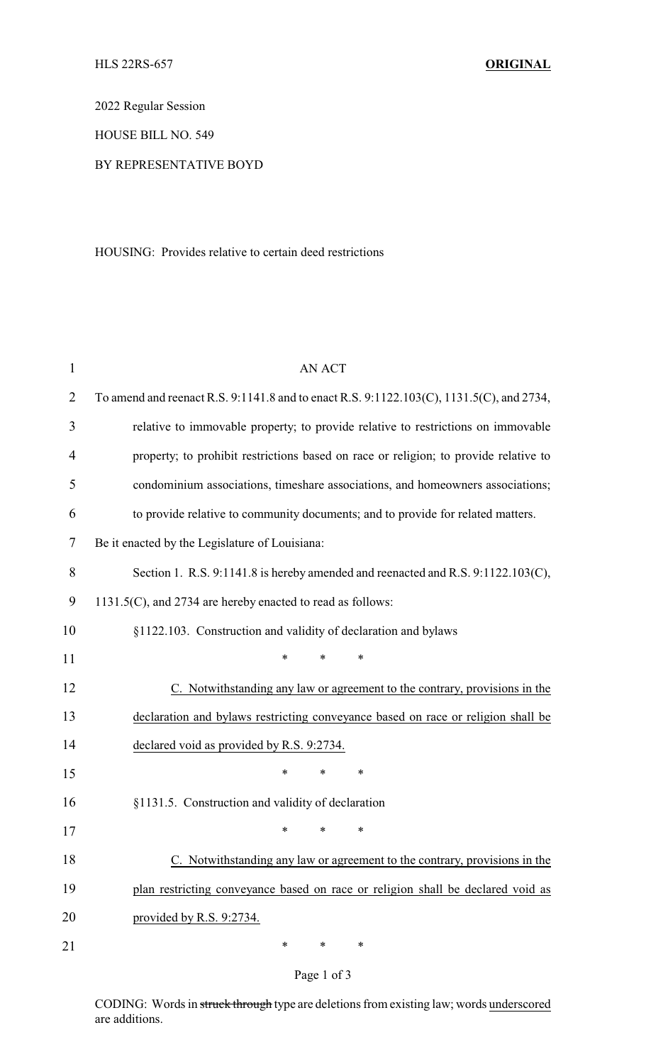HLS 22RS-657 **ORIGINAL**

2022 Regular Session

HOUSE BILL NO. 549

BY REPRESENTATIVE BOYD

HOUSING: Provides relative to certain deed restrictions

AN ACT

To amend and reenact R.S. 9:1141.8 and to enact R.S. 9:1122.103(C), 1131.5(C), and 2734, relative to immovable property; to provide relative to restrictions on immovable property; to prohibit restrictions based on race or religion; to provide relative to condominium associations, timeshare associations, and homeowners associations; to provide relative to community documents; and to provide for related matters.

Be it enacted by the Legislature of Louisiana:

Section 1. R.S. 9:1141.8 is hereby amended and reenacted and R.S. 9:1122.103(C), 1131.5(C), and 2734 are hereby enacted to read as follows:

§1122.103. Construction and validity of declaration and bylaws

\* \* \*

<u>C. Notwithstanding any law or agreement to the contrary, provisions in the declaration and bylaws restricting conveyance based on race or religion shall be declared void as provided by R.S. 9:2734.</u>

\* \* \*

§1131.5. Construction and validity of declaration

\* \* \*

<u>C. Notwithstanding any law or agreement to the contrary, provisions in the plan restricting conveyance based on race or religion shall be declared void as provided by R.S. 9:2734.</u>

\* \* \*

CODING: Words in ~~struck through~~ type are deletions from existing law; words <u>underscored</u> are additions.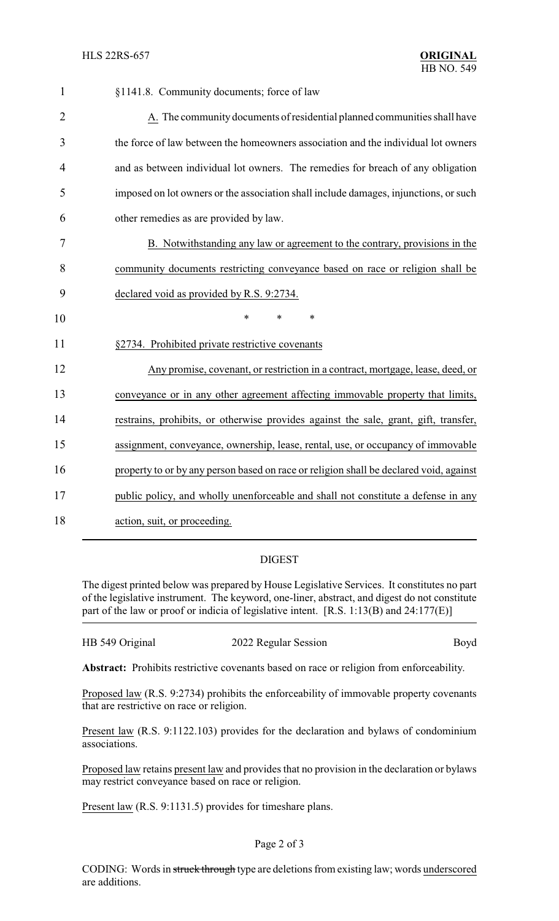§1141.8. Community documents; force of law

A. The community documents of residential planned communities shall have the force of law between the homeowners association and the individual lot owners and as between individual lot owners. The remedies for breach of any obligation imposed on lot owners or the association shall include damages, injunctions, or such other remedies as are provided by law.

B. Notwithstanding any law or agreement to the contrary, provisions in the community documents restricting conveyance based on race or religion shall be declared void as provided by R.S. 9:2734.

\* \* \*

§2734. Prohibited private restrictive covenants

Any promise, covenant, or restriction in a contract, mortgage, lease, deed, or conveyance or in any other agreement affecting immovable property that limits, restrains, prohibits, or otherwise provides against the sale, grant, gift, transfer, assignment, conveyance, ownership, lease, rental, use, or occupancy of immovable property to or by any person based on race or religion shall be declared void, against public policy, and wholly unenforceable and shall not constitute a defense in any action, suit, or proceeding.

## DIGEST

The digest printed below was prepared by House Legislative Services. It constitutes no part of the legislative instrument. The keyword, one-liner, abstract, and digest do not constitute part of the law or proof or indicia of legislative intent. [R.S. 1:13(B) and 24:177(E)]

| HB 549 Original | 2022 Regular Session | Boyd |
| --- | --- | --- |

**Abstract:** Prohibits restrictive covenants based on race or religion from enforceability.

Proposed law (R.S. 9:2734) prohibits the enforceability of immovable property covenants that are restrictive on race or religion.

Present law (R.S. 9:1122.103) provides for the declaration and bylaws of condominium associations.

Proposed law retains present law and provides that no provision in the declaration or bylaws may restrict conveyance based on race or religion.

Present law (R.S. 9:1131.5) provides for timeshare plans.

CODING: Words in ~~struck through~~ type are deletions from existing law; words underscored are additions.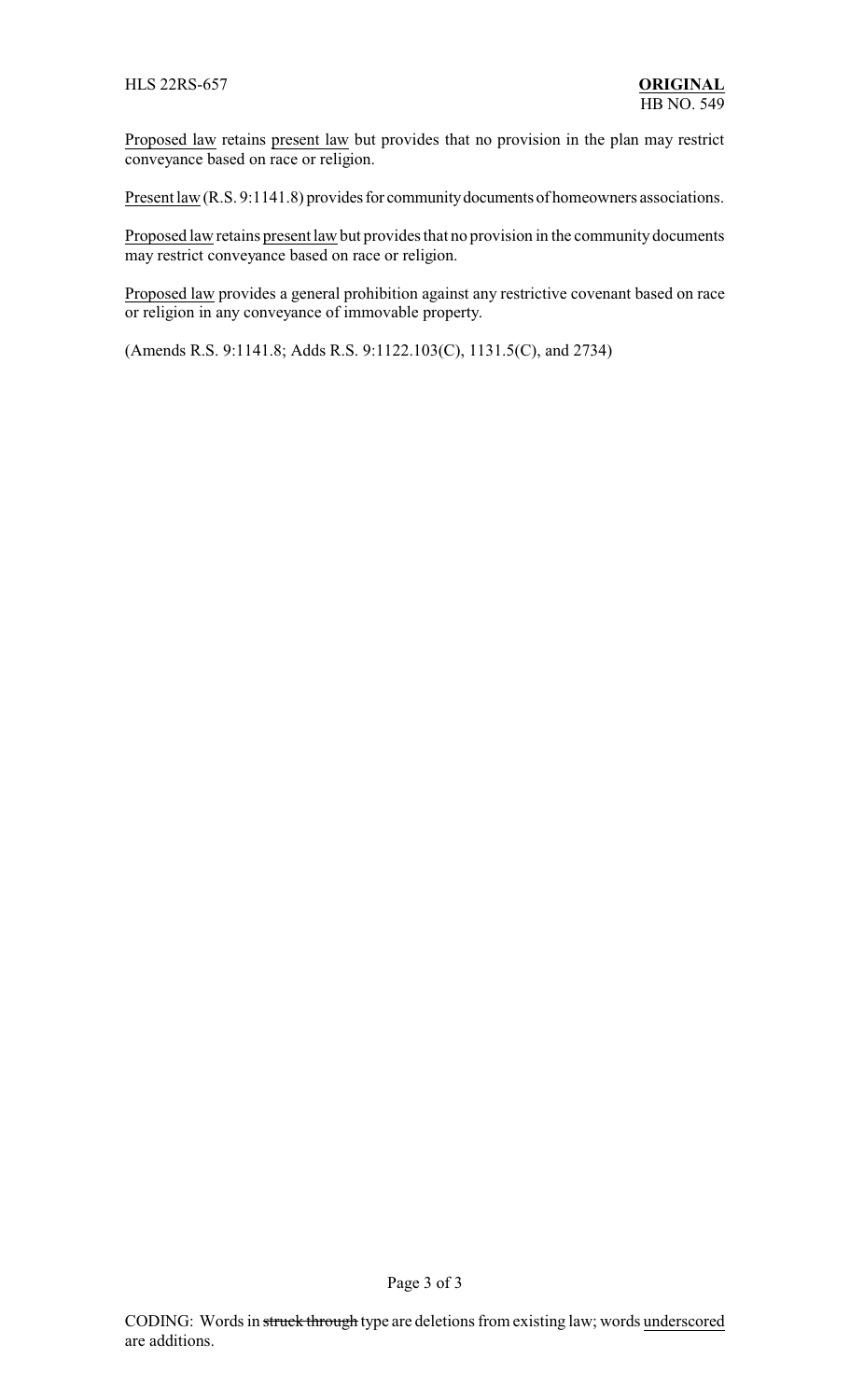Proposed law retains present law but provides that no provision in the plan may restrict conveyance based on race or religion.

Present law (R.S. 9:1141.8) provides for community documents of homeowners associations.

Proposed law retains present law but provides that no provision in the community documents may restrict conveyance based on race or religion.

Proposed law provides a general prohibition against any restrictive covenant based on race or religion in any conveyance of immovable property.

(Amends R.S. 9:1141.8; Adds R.S. 9:1122.103(C), 1131.5(C), and 2734)

CODING: Words in ~~struck through~~ type are deletions from existing law; words underscored are additions.